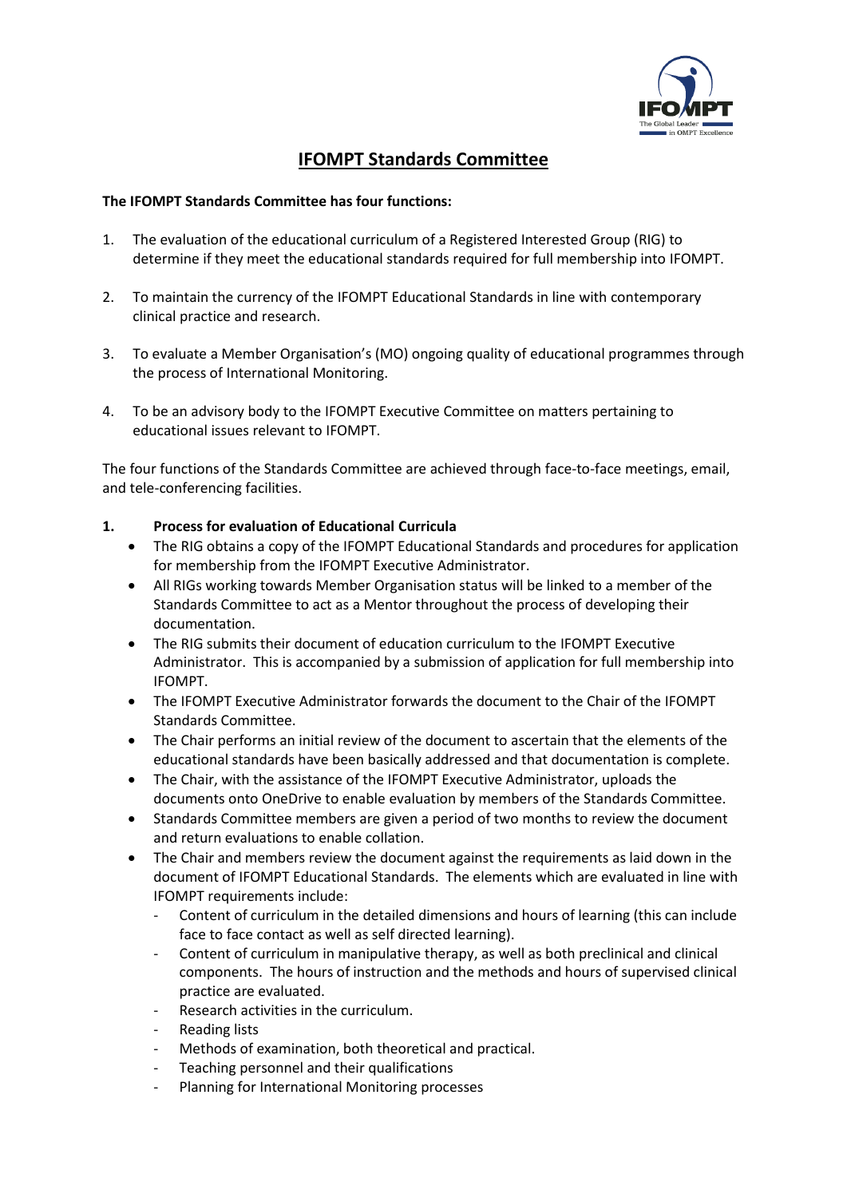# IFOMPT Standards Committee

**The IFOMPT Standards Committee has four functions:**

1. The evaluation of the educational curriculum of a Registered Interested Group (RIG) to determine if they meet the educational standards required for full membership into IFOMPT.

2. To maintain the currency of the IFOMPT Educational Standards in line with contemporary clinical practice and research.

3. To evaluate a Member Organisation's (MO) ongoing quality of educational programmes through the process of International Monitoring.

4. To be an advisory body to the IFOMPT Executive Committee on matters pertaining to educational issues relevant to IFOMPT.

The four functions of the Standards Committee are achieved through face-to-face meetings, email, and tele-conferencing facilities.

## 1. Process for evaluation of Educational Curricula

- The RIG obtains a copy of the IFOMPT Educational Standards and procedures for application for membership from the IFOMPT Executive Administrator.
- All RIGs working towards Member Organisation status will be linked to a member of the Standards Committee to act as a Mentor throughout the process of developing their documentation.
- The RIG submits their document of education curriculum to the IFOMPT Executive Administrator. This is accompanied by a submission of application for full membership into IFOMPT.
- The IFOMPT Executive Administrator forwards the document to the Chair of the IFOMPT Standards Committee.
- The Chair performs an initial review of the document to ascertain that the elements of the educational standards have been basically addressed and that documentation is complete.
- The Chair, with the assistance of the IFOMPT Executive Administrator, uploads the documents onto OneDrive to enable evaluation by members of the Standards Committee.
- Standards Committee members are given a period of two months to review the document and return evaluations to enable collation.
- The Chair and members review the document against the requirements as laid down in the document of IFOMPT Educational Standards. The elements which are evaluated in line with IFOMPT requirements include:
  - Content of curriculum in the detailed dimensions and hours of learning (this can include face to face contact as well as self directed learning).
  - Content of curriculum in manipulative therapy, as well as both preclinical and clinical components. The hours of instruction and the methods and hours of supervised clinical practice are evaluated.
  - Research activities in the curriculum.
  - Reading lists
  - Methods of examination, both theoretical and practical.
  - Teaching personnel and their qualifications
  - Planning for International Monitoring processes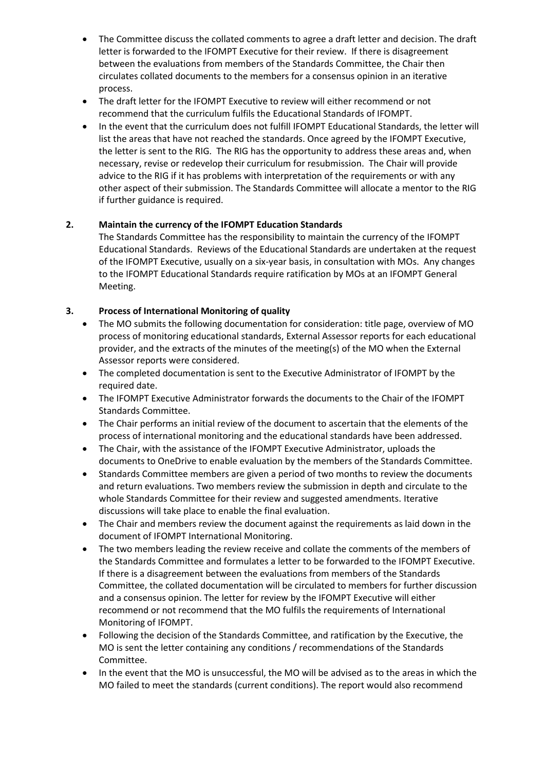- The Committee discuss the collated comments to agree a draft letter and decision. The draft letter is forwarded to the IFOMPT Executive for their review. If there is disagreement between the evaluations from members of the Standards Committee, the Chair then circulates collated documents to the members for a consensus opinion in an iterative process.
- The draft letter for the IFOMPT Executive to review will either recommend or not recommend that the curriculum fulfils the Educational Standards of IFOMPT.
- In the event that the curriculum does not fulfill IFOMPT Educational Standards, the letter will list the areas that have not reached the standards. Once agreed by the IFOMPT Executive, the letter is sent to the RIG. The RIG has the opportunity to address these areas and, when necessary, revise or redevelop their curriculum for resubmission. The Chair will provide advice to the RIG if it has problems with interpretation of the requirements or with any other aspect of their submission. The Standards Committee will allocate a mentor to the RIG if further guidance is required.

**2. Maintain the currency of the IFOMPT Education Standards**

The Standards Committee has the responsibility to maintain the currency of the IFOMPT Educational Standards. Reviews of the Educational Standards are undertaken at the request of the IFOMPT Executive, usually on a six-year basis, in consultation with MOs. Any changes to the IFOMPT Educational Standards require ratification by MOs at an IFOMPT General Meeting.

**3. Process of International Monitoring of quality**

- The MO submits the following documentation for consideration: title page, overview of MO process of monitoring educational standards, External Assessor reports for each educational provider, and the extracts of the minutes of the meeting(s) of the MO when the External Assessor reports were considered.
- The completed documentation is sent to the Executive Administrator of IFOMPT by the required date.
- The IFOMPT Executive Administrator forwards the documents to the Chair of the IFOMPT Standards Committee.
- The Chair performs an initial review of the document to ascertain that the elements of the process of international monitoring and the educational standards have been addressed.
- The Chair, with the assistance of the IFOMPT Executive Administrator, uploads the documents to OneDrive to enable evaluation by the members of the Standards Committee.
- Standards Committee members are given a period of two months to review the documents and return evaluations. Two members review the submission in depth and circulate to the whole Standards Committee for their review and suggested amendments. Iterative discussions will take place to enable the final evaluation.
- The Chair and members review the document against the requirements as laid down in the document of IFOMPT International Monitoring.
- The two members leading the review receive and collate the comments of the members of the Standards Committee and formulates a letter to be forwarded to the IFOMPT Executive. If there is a disagreement between the evaluations from members of the Standards Committee, the collated documentation will be circulated to members for further discussion and a consensus opinion. The letter for review by the IFOMPT Executive will either recommend or not recommend that the MO fulfils the requirements of International Monitoring of IFOMPT.
- Following the decision of the Standards Committee, and ratification by the Executive, the MO is sent the letter containing any conditions / recommendations of the Standards Committee.
- In the event that the MO is unsuccessful, the MO will be advised as to the areas in which the MO failed to meet the standards (current conditions). The report would also recommend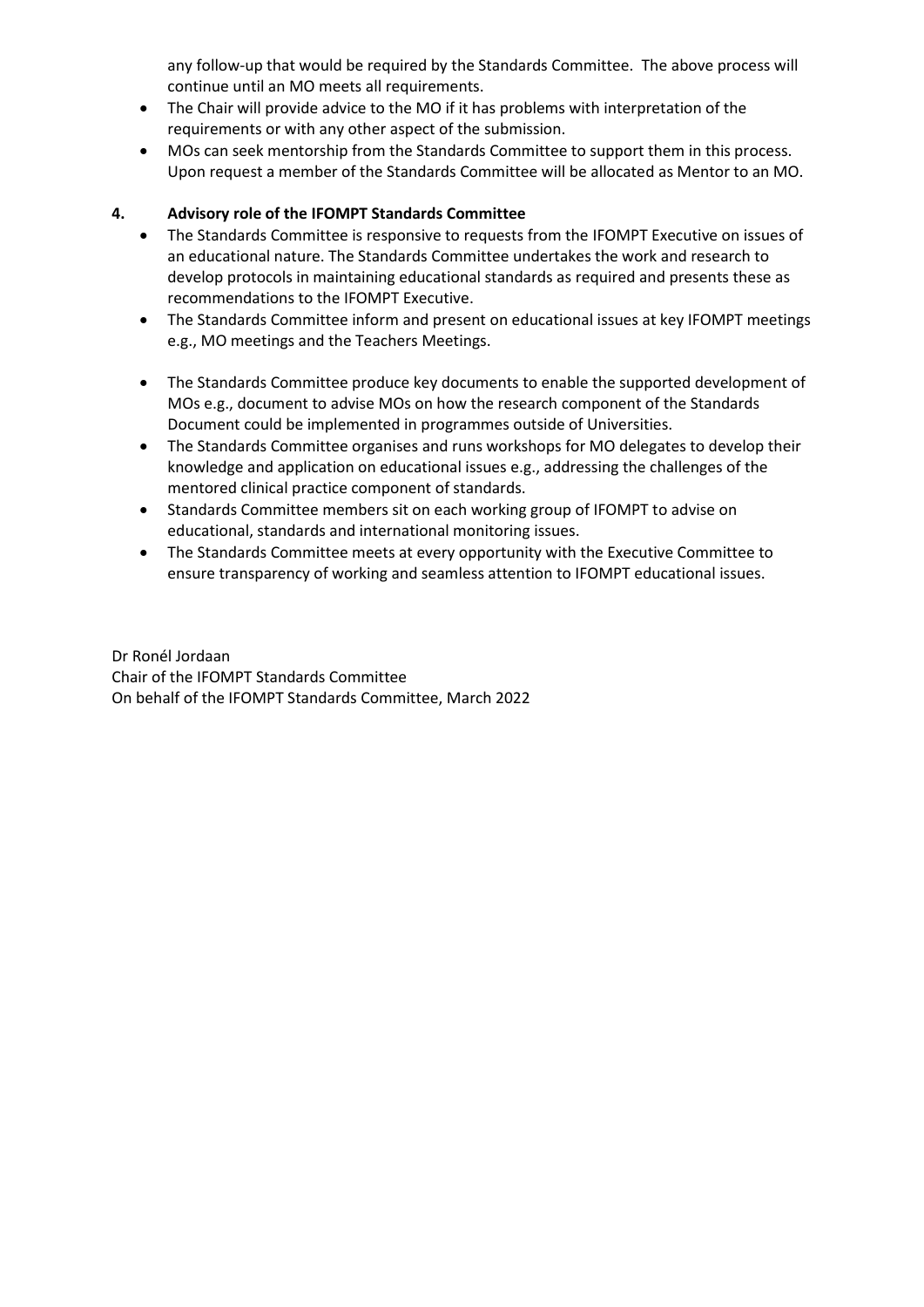any follow-up that would be required by the Standards Committee. The above process will continue until an MO meets all requirements.

- The Chair will provide advice to the MO if it has problems with interpretation of the requirements or with any other aspect of the submission.
- MOs can seek mentorship from the Standards Committee to support them in this process. Upon request a member of the Standards Committee will be allocated as Mentor to an MO.

## 4. Advisory role of the IFOMPT Standards Committee

- The Standards Committee is responsive to requests from the IFOMPT Executive on issues of an educational nature. The Standards Committee undertakes the work and research to develop protocols in maintaining educational standards as required and presents these as recommendations to the IFOMPT Executive.
- The Standards Committee inform and present on educational issues at key IFOMPT meetings e.g., MO meetings and the Teachers Meetings.
- The Standards Committee produce key documents to enable the supported development of MOs e.g., document to advise MOs on how the research component of the Standards Document could be implemented in programmes outside of Universities.
- The Standards Committee organises and runs workshops for MO delegates to develop their knowledge and application on educational issues e.g., addressing the challenges of the mentored clinical practice component of standards.
- Standards Committee members sit on each working group of IFOMPT to advise on educational, standards and international monitoring issues.
- The Standards Committee meets at every opportunity with the Executive Committee to ensure transparency of working and seamless attention to IFOMPT educational issues.

Dr Ronél Jordaan
Chair of the IFOMPT Standards Committee
On behalf of the IFOMPT Standards Committee, March 2022